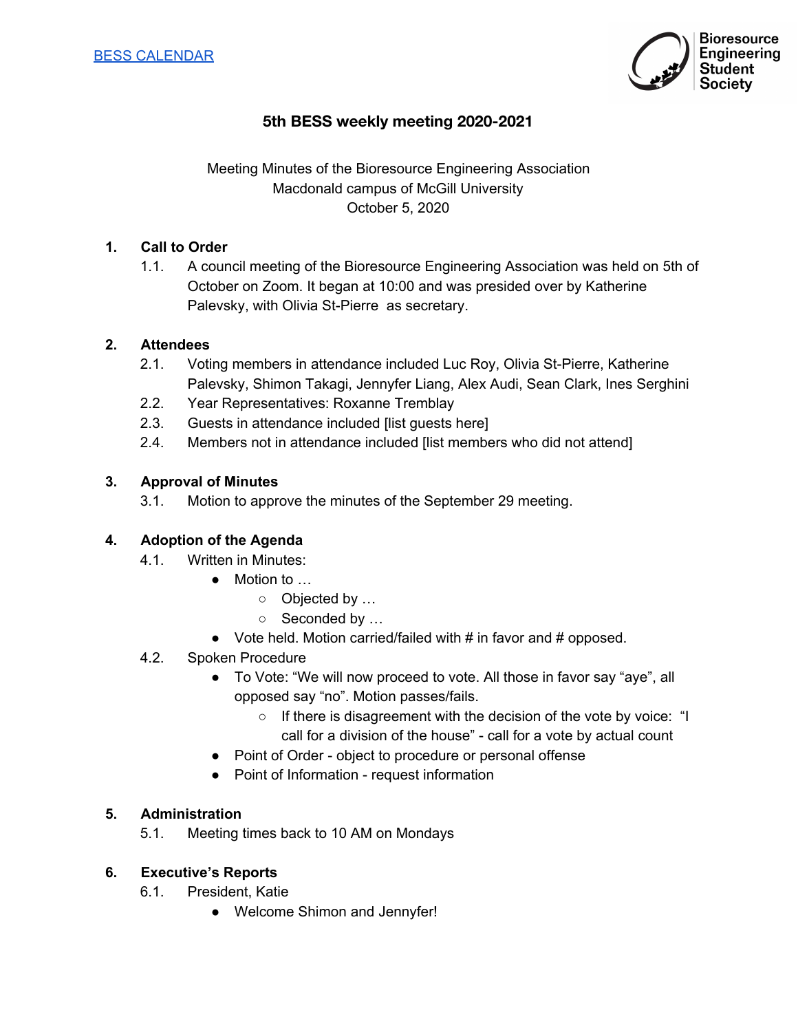[BESS CALENDAR]

Bioresource Engineering Student Society

# 5th BESS weekly meeting 2020-2021

Meeting Minutes of the Bioresource Engineering Association
Macdonald campus of McGill University
October 5, 2020

## 1. Call to Order

1.1. A council meeting of the Bioresource Engineering Association was held on 5th of October on Zoom. It began at 10:00 and was presided over by Katherine Palevsky, with Olivia St-Pierre as secretary.

## 2. Attendees

2.1. Voting members in attendance included Luc Roy, Olivia St-Pierre, Katherine Palevsky, Shimon Takagi, Jennyfer Liang, Alex Audi, Sean Clark, Ines Serghini

2.2. Year Representatives: Roxanne Tremblay

2.3. Guests in attendance included [list guests here]

2.4. Members not in attendance included [list members who did not attend]

## 3. Approval of Minutes

3.1. Motion to approve the minutes of the September 29 meeting.

## 4. Adoption of the Agenda

4.1. Written in Minutes:

- Motion to …
  - Objected by …
  - Seconded by …
- Vote held. Motion carried/failed with # in favor and # opposed.

4.2. Spoken Procedure

- To Vote: “We will now proceed to vote. All those in favor say “aye”, all opposed say “no”. Motion passes/fails.
  - If there is disagreement with the decision of the vote by voice: “I call for a division of the house” - call for a vote by actual count
- Point of Order - object to procedure or personal offense
- Point of Information - request information

## 5. Administration

5.1. Meeting times back to 10 AM on Mondays

## 6. Executive’s Reports

6.1. President, Katie

- Welcome Shimon and Jennyfer!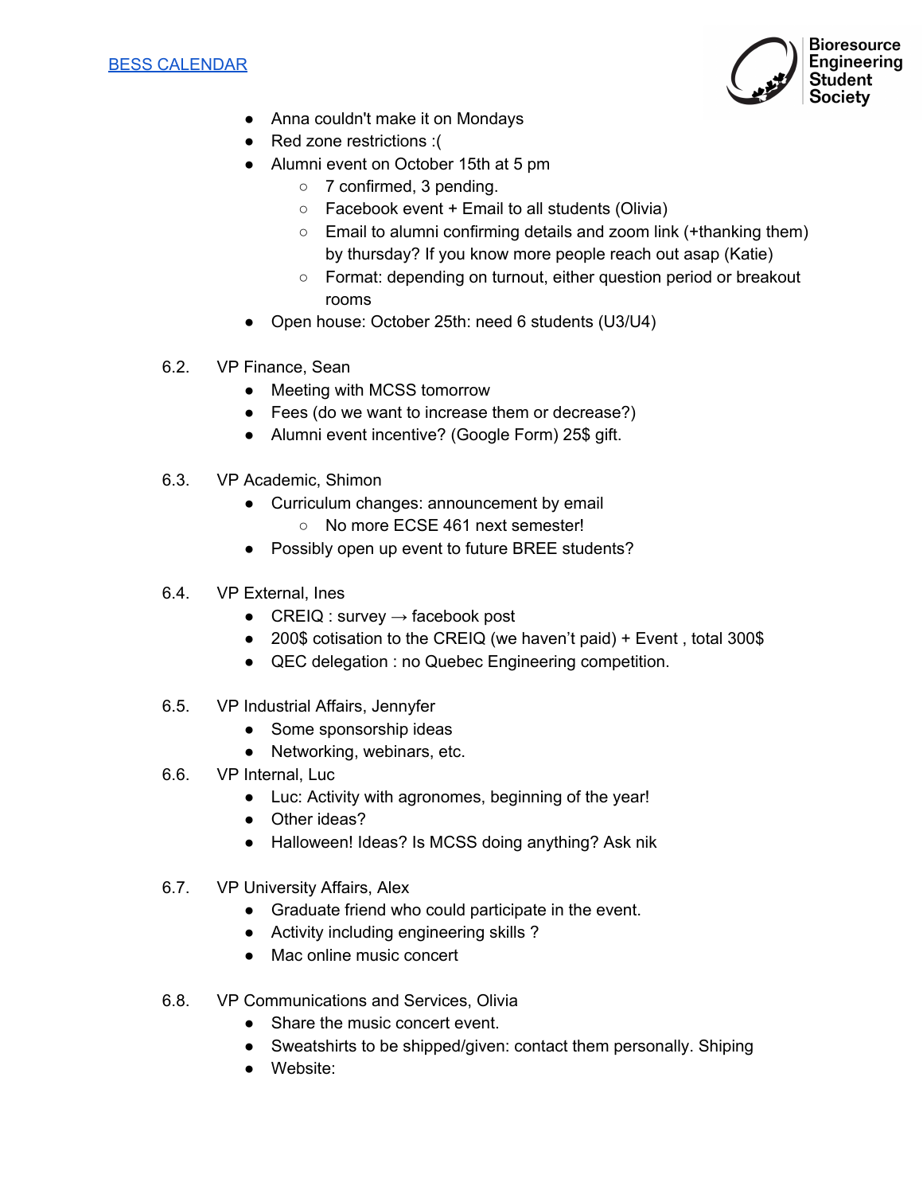[BESS CALENDAR]

- Anna couldn't make it on Mondays
- Red zone restrictions :(
- Alumni event on October 15th at 5 pm
  - 7 confirmed, 3 pending.
  - Facebook event + Email to all students (Olivia)
  - Email to alumni confirming details and zoom link (+thanking them) by thursday? If you know more people reach out asap (Katie)
  - Format: depending on turnout, either question period or breakout rooms
- Open house: October 25th: need 6 students (U3/U4)

6.2. VP Finance, Sean

- Meeting with MCSS tomorrow
- Fees (do we want to increase them or decrease?)
- Alumni event incentive? (Google Form) 25$ gift.

6.3. VP Academic, Shimon

- Curriculum changes: announcement by email
  - No more ECSE 461 next semester!
- Possibly open up event to future BREE students?

6.4. VP External, Ines

- CREIQ : survey → facebook post
- 200$ cotisation to the CREIQ (we haven't paid) + Event , total 300$
- QEC delegation : no Quebec Engineering competition.

6.5. VP Industrial Affairs, Jennyfer

- Some sponsorship ideas
- Networking, webinars, etc.

6.6. VP Internal, Luc

- Luc: Activity with agronomes, beginning of the year!
- Other ideas?
- Halloween! Ideas? Is MCSS doing anything? Ask nik

6.7. VP University Affairs, Alex

- Graduate friend who could participate in the event.
- Activity including engineering skills ?
- Mac online music concert

6.8. VP Communications and Services, Olivia

- Share the music concert event.
- Sweatshirts to be shipped/given: contact them personally. Shiping
- Website: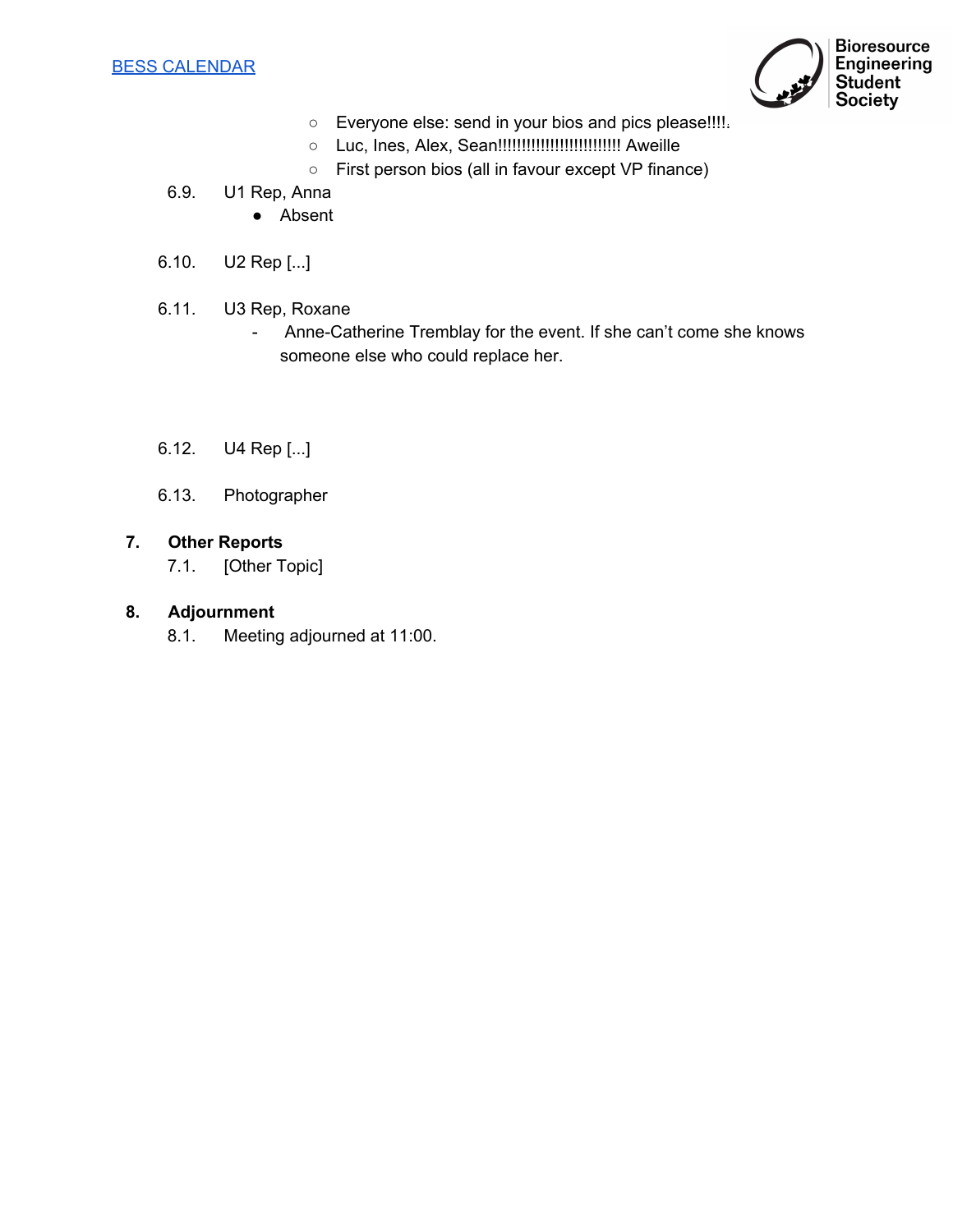[BESS CALENDAR]

- Everyone else: send in your bios and pics please!!!!.
- Luc, Ines, Alex, Sean!!!!!!!!!!!!!!!!!!!!!!!!! Aweille
- First person bios (all in favour except VP finance)

6.9. U1 Rep, Anna
- Absent

6.10. U2 Rep [...]

6.11. U3 Rep, Roxane
- Anne-Catherine Tremblay for the event. If she can't come she knows someone else who could replace her.

6.12. U4 Rep [...]

6.13. Photographer

**7. Other Reports**

7.1. [Other Topic]

**8. Adjournment**

8.1. Meeting adjourned at 11:00.